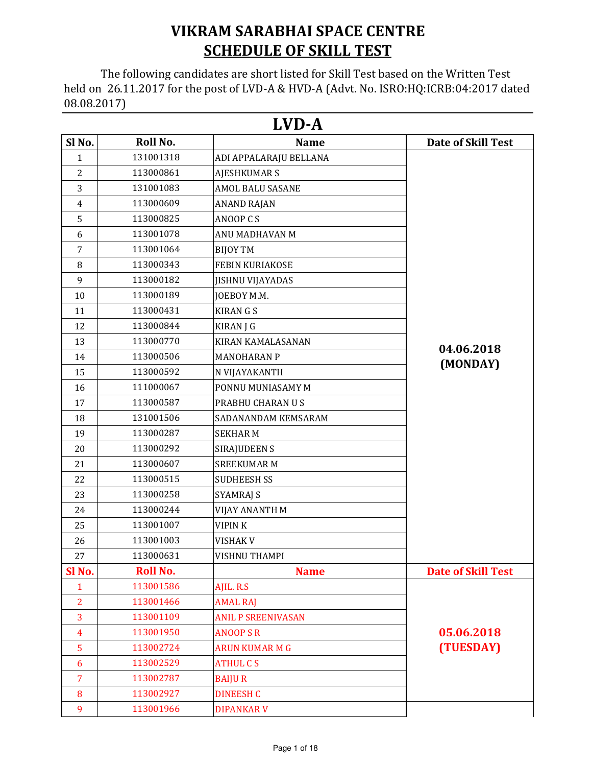# VIKRAM SARABHAI SPACE CENTRE

## SCHEDULE OF SKILL TEST

The following candidates are short listed for Skill Test based on the Written Test held on 26.11.2017 for the post of LVD-A & HVD-A (Advt. No. ISRO:HQ:ICRB:04:2017 dated 08.08.2017)

## LVD-A

| Sl No. | Roll No. | Name | Date of Skill Test |
|---|---|---|---|
| 1 | 131001318 | ADI APPALARAJU BELLANA | 04.06.2018 (MONDAY) |
| 2 | 113000861 | AJESHKUMAR S | |
| 3 | 131001083 | AMOL BALU SASANE | |
| 4 | 113000609 | ANAND RAJAN | |
| 5 | 113000825 | ANOOP C S | |
| 6 | 113001078 | ANU MADHAVAN M | |
| 7 | 113001064 | BIJOY TM | |
| 8 | 113000343 | FEBIN KURIAKOSE | |
| 9 | 113000182 | JISHNU VIJAYADAS | |
| 10 | 113000189 | JOEBOY M.M. | |
| 11 | 113000431 | KIRAN G S | |
| 12 | 113000844 | KIRAN J G | |
| 13 | 113000770 | KIRAN KAMALASANAN | |
| 14 | 113000506 | MANOHARAN P | |
| 15 | 113000592 | N VIJAYAKANTH | |
| 16 | 111000067 | PONNU MUNIASAMY M | |
| 17 | 113000587 | PRABHU CHARAN U S | |
| 18 | 131001506 | SADANANDAM KEMSARAM | |
| 19 | 113000287 | SEKHAR M | |
| 20 | 113000292 | SIRAJUDEEN S | |
| 21 | 113000607 | SREEKUMAR M | |
| 22 | 113000515 | SUDHEESH SS | |
| 23 | 113000258 | SYAMRAJ S | |
| 24 | 113000244 | VIJAY ANANTH M | |
| 25 | 113001007 | VIPIN K | |
| 26 | 113001003 | VISHAK V | |
| 27 | 113000631 | VISHNU THAMPI | |

| Sl No. | Roll No. | Name | Date of Skill Test |
|---|---|---|---|
| 1 | 113001586 | AJIL. R.S | 05.06.2018 (TUESDAY) |
| 2 | 113001466 | AMAL RAJ | |
| 3 | 113001109 | ANIL P SREENIVASAN | |
| 4 | 113001950 | ANOOP S R | |
| 5 | 113002724 | ARUN KUMAR M G | |
| 6 | 113002529 | ATHUL C S | |
| 7 | 113002787 | BAIJU R | |
| 8 | 113002927 | DINEESH C | |
| 9 | 113001966 | DIPANKAR V | |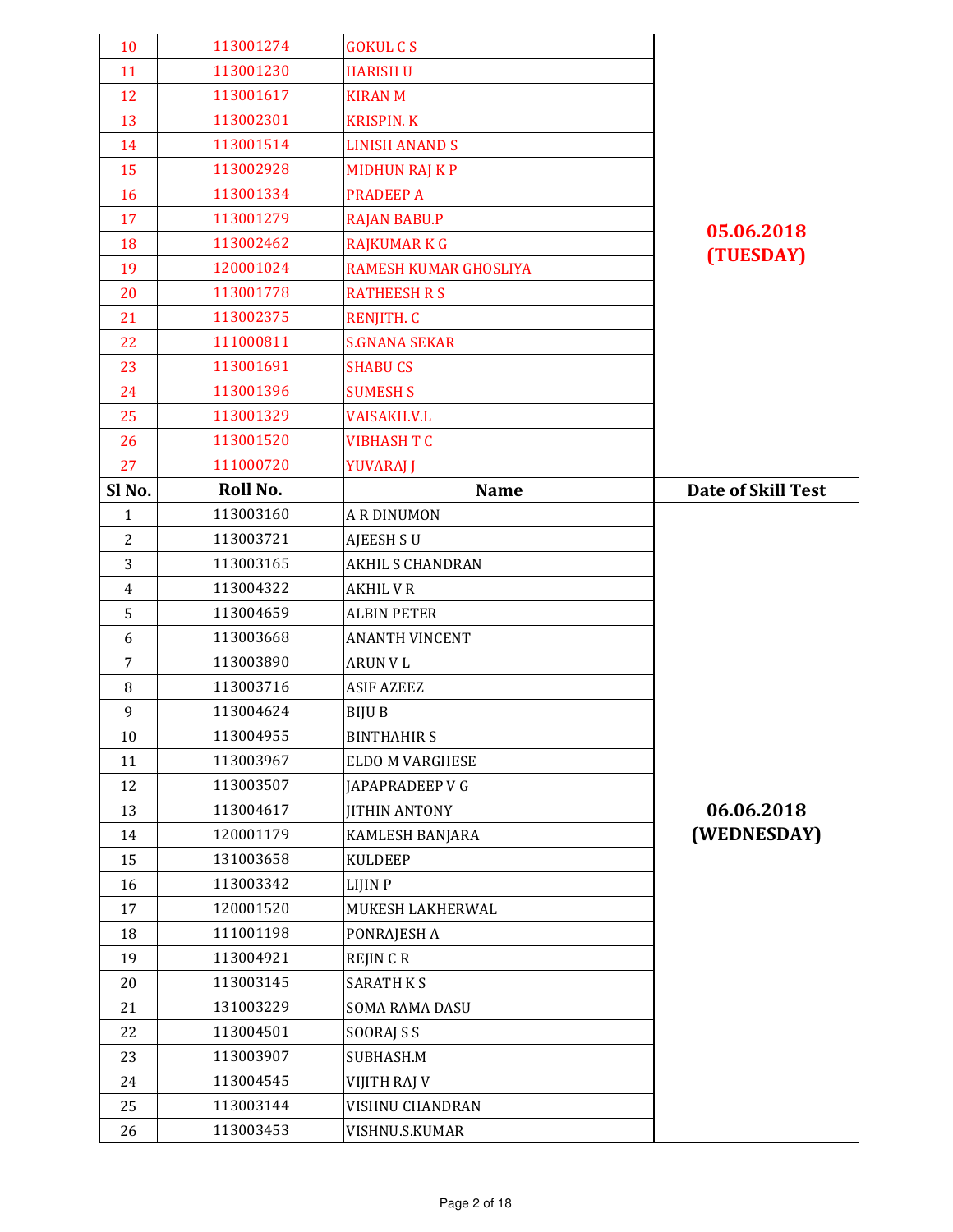| Sl No. | Roll No. | Name | Date of Skill Test |
|---|---|---|---|
| 10 | 113001274 | GOKUL C S | 05.06.2018 (TUESDAY) |
| 11 | 113001230 | HARISH U | |
| 12 | 113001617 | KIRAN M | |
| 13 | 113002301 | KRISPIN. K | |
| 14 | 113001514 | LINISH ANAND S | |
| 15 | 113002928 | MIDHUN RAJ K P | |
| 16 | 113001334 | PRADEEP A | |
| 17 | 113001279 | RAJAN BABU.P | |
| 18 | 113002462 | RAJKUMAR K G | |
| 19 | 120001024 | RAMESH KUMAR GHOSLIYA | |
| 20 | 113001778 | RATHEESH R S | |
| 21 | 113002375 | RENJITH. C | |
| 22 | 111000811 | S.GNANA SEKAR | |
| 23 | 113001691 | SHABU CS | |
| 24 | 113001396 | SUMESH S | |
| 25 | 113001329 | VAISAKH.V.L | |
| 26 | 113001520 | VIBHASH T C | |
| 27 | 111000720 | YUVARAJ J | |

| Sl No. | Roll No. | Name | Date of Skill Test |
|---|---|---|---|
| 1 | 113003160 | A R DINUMON | 06.06.2018 (WEDNESDAY) |
| 2 | 113003721 | AJEESH S U | |
| 3 | 113003165 | AKHIL S CHANDRAN | |
| 4 | 113004322 | AKHIL V R | |
| 5 | 113004659 | ALBIN PETER | |
| 6 | 113003668 | ANANTH VINCENT | |
| 7 | 113003890 | ARUN V L | |
| 8 | 113003716 | ASIF AZEEZ | |
| 9 | 113004624 | BIJU B | |
| 10 | 113004955 | BINTHAHIR S | |
| 11 | 113003967 | ELDO M VARGHESE | |
| 12 | 113003507 | JAPAPRADEEP V G | |
| 13 | 113004617 | JITHIN ANTONY | |
| 14 | 120001179 | KAMLESH BANJARA | |
| 15 | 131003658 | KULDEEP | |
| 16 | 113003342 | LIJIN P | |
| 17 | 120001520 | MUKESH LAKHERWAL | |
| 18 | 111001198 | PONRAJESH A | |
| 19 | 113004921 | REJIN C R | |
| 20 | 113003145 | SARATH K S | |
| 21 | 131003229 | SOMA RAMA DASU | |
| 22 | 113004501 | SOORAJ S S | |
| 23 | 113003907 | SUBHASH.M | |
| 24 | 113004545 | VIJITH RAJ V | |
| 25 | 113003144 | VISHNU CHANDRAN | |
| 26 | 113003453 | VISHNU.S.KUMAR | |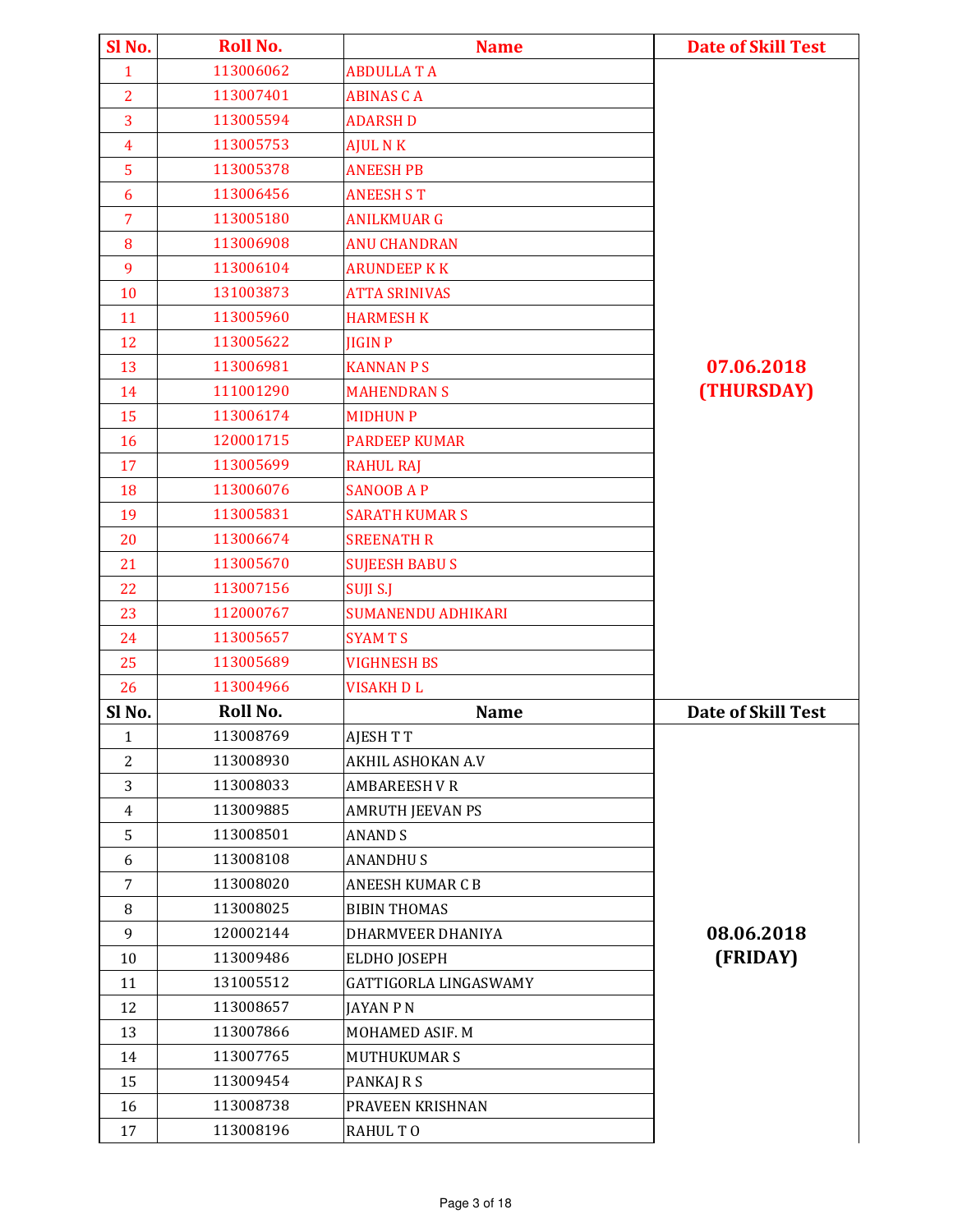| Sl No. | Roll No. | Name | Date of Skill Test |
|---|---|---|---|
| 1 | 113006062 | ABDULLA T A | 07.06.2018 (THURSDAY) |
| 2 | 113007401 | ABINAS C A | |
| 3 | 113005594 | ADARSH D | |
| 4 | 113005753 | AJUL N K | |
| 5 | 113005378 | ANEESH PB | |
| 6 | 113006456 | ANEESH S T | |
| 7 | 113005180 | ANILKMUAR G | |
| 8 | 113006908 | ANU CHANDRAN | |
| 9 | 113006104 | ARUNDEEP K K | |
| 10 | 131003873 | ATTA SRINIVAS | |
| 11 | 113005960 | HARMESH K | |
| 12 | 113005622 | JIGIN P | |
| 13 | 113006981 | KANNAN P S | |
| 14 | 111001290 | MAHENDRAN S | |
| 15 | 113006174 | MIDHUN P | |
| 16 | 120001715 | PARDEEP KUMAR | |
| 17 | 113005699 | RAHUL RAJ | |
| 18 | 113006076 | SANOOB A P | |
| 19 | 113005831 | SARATH KUMAR S | |
| 20 | 113006674 | SREENATH R | |
| 21 | 113005670 | SUJEESH BABU S | |
| 22 | 113007156 | SUJI S.J | |
| 23 | 112000767 | SUMANENDU ADHIKARI | |
| 24 | 113005657 | SYAM T S | |
| 25 | 113005689 | VIGHNESH BS | |
| 26 | 113004966 | VISAKH D L | |

| Sl No. | Roll No. | Name | Date of Skill Test |
|---|---|---|---|
| 1 | 113008769 | AJESH T T | 08.06.2018 (FRIDAY) |
| 2 | 113008930 | AKHIL ASHOKAN A.V | |
| 3 | 113008033 | AMBAREESH V R | |
| 4 | 113009885 | AMRUTH JEEVAN PS | |
| 5 | 113008501 | ANAND S | |
| 6 | 113008108 | ANANDHU S | |
| 7 | 113008020 | ANEESH KUMAR C B | |
| 8 | 113008025 | BIBIN THOMAS | |
| 9 | 120002144 | DHARMVEER DHANIYA | |
| 10 | 113009486 | ELDHO JOSEPH | |
| 11 | 131005512 | GATTIGORLA LINGASWAMY | |
| 12 | 113008657 | JAYAN P N | |
| 13 | 113007866 | MOHAMED ASIF. M | |
| 14 | 113007765 | MUTHUKUMAR S | |
| 15 | 113009454 | PANKAJ R S | |
| 16 | 113008738 | PRAVEEN KRISHNAN | |
| 17 | 113008196 | RAHUL T O | |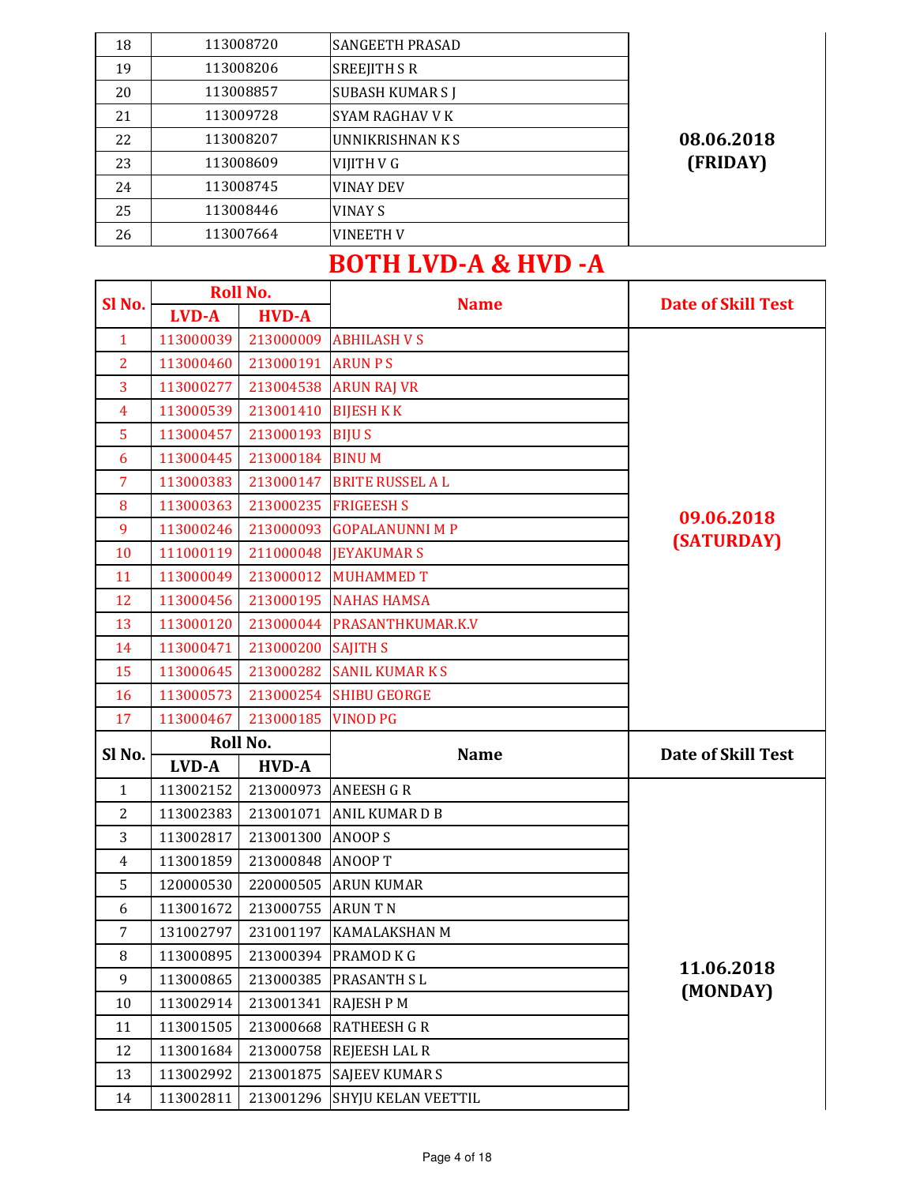| | | | |
|---|---|---|---|
| 18 | 113008720 | SANGEETH PRASAD | 08.06.2018 (FRIDAY) |
| 19 | 113008206 | SREEJITH S R | |
| 20 | 113008857 | SUBASH KUMAR S J | |
| 21 | 113009728 | SYAM RAGHAV V K | |
| 22 | 113008207 | UNNIKRISHNAN K S | |
| 23 | 113008609 | VIJITH V G | |
| 24 | 113008745 | VINAY DEV | |
| 25 | 113008446 | VINAY S | |
| 26 | 113007664 | VINEETH V | |

# BOTH LVD-A & HVD -A

| Sl No. | Roll No. | | Name | Date of Skill Test |
|---|---|---|---|---|
| | LVD-A | HVD-A | | |
| 1 | 113000039 | 213000009 | ABHILASH V S | 09.06.2018 (SATURDAY) |
| 2 | 113000460 | 213000191 | ARUN P S | |
| 3 | 113000277 | 213004538 | ARUN RAJ VR | |
| 4 | 113000539 | 213001410 | BIJESH K K | |
| 5 | 113000457 | 213000193 | BIJU S | |
| 6 | 113000445 | 213000184 | BINU M | |
| 7 | 113000383 | 213000147 | BRITE RUSSEL A L | |
| 8 | 113000363 | 213000235 | FRIGEESH S | |
| 9 | 113000246 | 213000093 | GOPALANUNNI M P | |
| 10 | 111000119 | 211000048 | JEYAKUMAR S | |
| 11 | 113000049 | 213000012 | MUHAMMED T | |
| 12 | 113000456 | 213000195 | NAHAS HAMSA | |
| 13 | 113000120 | 213000044 | PRASANTHKUMAR.K.V | |
| 14 | 113000471 | 213000200 | SAJITH S | |
| 15 | 113000645 | 213000282 | SANIL KUMAR K S | |
| 16 | 113000573 | 213000254 | SHIBU GEORGE | |
| 17 | 113000467 | 213000185 | VINOD PG | |

| Sl No. | Roll No. | | Name | Date of Skill Test |
|---|---|---|---|---|
| | LVD-A | HVD-A | | |
| 1 | 113002152 | 213000973 | ANEESH G R | 11.06.2018 (MONDAY) |
| 2 | 113002383 | 213001071 | ANIL KUMAR D B | |
| 3 | 113002817 | 213001300 | ANOOP S | |
| 4 | 113001859 | 213000848 | ANOOP T | |
| 5 | 120000530 | 220000505 | ARUN KUMAR | |
| 6 | 113001672 | 213000755 | ARUN T N | |
| 7 | 131002797 | 231001197 | KAMALAKSHAN M | |
| 8 | 113000895 | 213000394 | PRAMOD K G | |
| 9 | 113000865 | 213000385 | PRASANTH S L | |
| 10 | 113002914 | 213001341 | RAJESH P M | |
| 11 | 113001505 | 213000668 | RATHEESH G R | |
| 12 | 113001684 | 213000758 | REJEESH LAL R | |
| 13 | 113002992 | 213001875 | SAJEEV KUMAR S | |
| 14 | 113002811 | 213001296 | SHYJU KELAN VEETTIL | |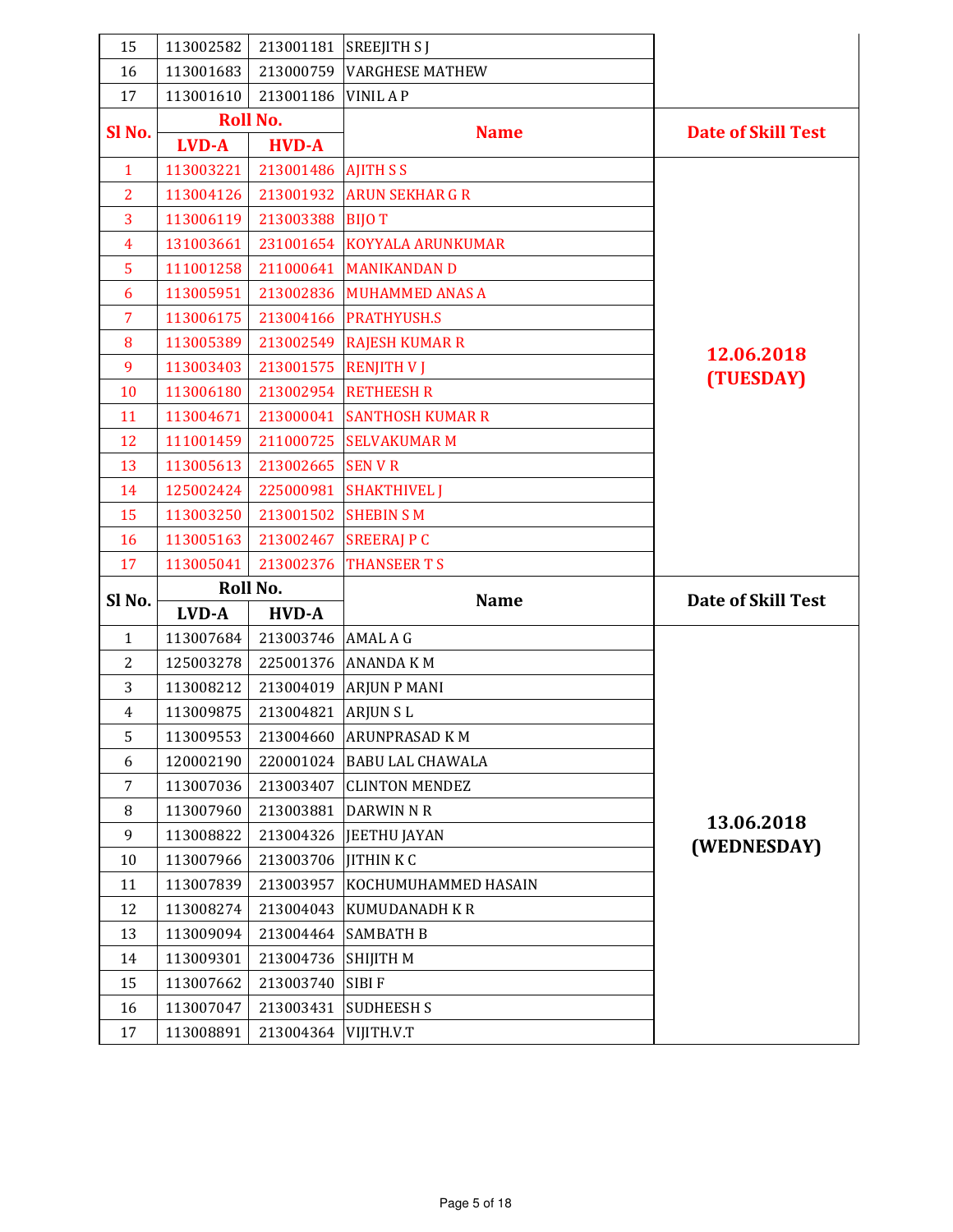| Sl No. | Roll No. LVD-A | Roll No. HVD-A | Name | Date of Skill Test |
|---|---|---|---|---|
| 15 | 113002582 | 213001181 | SREEJITH S J | |
| 16 | 113001683 | 213000759 | VARGHESE MATHEW | |
| 17 | 113001610 | 213001186 | VINIL A P | |

| Sl No. | Roll No. | | Name | Date of Skill Test |
|---|---|---|---|---|
| | LVD-A | HVD-A | | |
| 1 | 113003221 | 213001486 | AJITH S S | 12.06.2018 (TUESDAY) |
| 2 | 113004126 | 213001932 | ARUN SEKHAR G R | |
| 3 | 113006119 | 213003388 | BIJO T | |
| 4 | 131003661 | 231001654 | KOYYALA ARUNKUMAR | |
| 5 | 111001258 | 211000641 | MANIKANDAN D | |
| 6 | 113005951 | 213002836 | MUHAMMED ANAS A | |
| 7 | 113006175 | 213004166 | PRATHYUSH.S | |
| 8 | 113005389 | 213002549 | RAJESH KUMAR R | |
| 9 | 113003403 | 213001575 | RENJITH V J | |
| 10 | 113006180 | 213002954 | RETHEESH R | |
| 11 | 113004671 | 213000041 | SANTHOSH KUMAR R | |
| 12 | 111001459 | 211000725 | SELVAKUMAR M | |
| 13 | 113005613 | 213002665 | SEN V R | |
| 14 | 125002424 | 225000981 | SHAKTHIVEL J | |
| 15 | 113003250 | 213001502 | SHEBIN S M | |
| 16 | 113005163 | 213002467 | SREERAJ P C | |
| 17 | 113005041 | 213002376 | THANSEER T S | |

| Sl No. | Roll No. | | Name | Date of Skill Test |
|---|---|---|---|---|
| | LVD-A | HVD-A | | |
| 1 | 113007684 | 213003746 | AMAL A G | 13.06.2018 (WEDNESDAY) |
| 2 | 125003278 | 225001376 | ANANDA K M | |
| 3 | 113008212 | 213004019 | ARJUN P MANI | |
| 4 | 113009875 | 213004821 | ARJUN S L | |
| 5 | 113009553 | 213004660 | ARUNPRASAD K M | |
| 6 | 120002190 | 220001024 | BABU LAL CHAWALA | |
| 7 | 113007036 | 213003407 | CLINTON MENDEZ | |
| 8 | 113007960 | 213003881 | DARWIN N R | |
| 9 | 113008822 | 213004326 | JEETHU JAYAN | |
| 10 | 113007966 | 213003706 | JITHIN K C | |
| 11 | 113007839 | 213003957 | KOCHUMUHAMMED HASAIN | |
| 12 | 113008274 | 213004043 | KUMUDANADH K R | |
| 13 | 113009094 | 213004464 | SAMBATH B | |
| 14 | 113009301 | 213004736 | SHIJITH M | |
| 15 | 113007662 | 213003740 | SIBI F | |
| 16 | 113007047 | 213003431 | SUDHEESH S | |
| 17 | 113008891 | 213004364 | VIJITH.V.T | |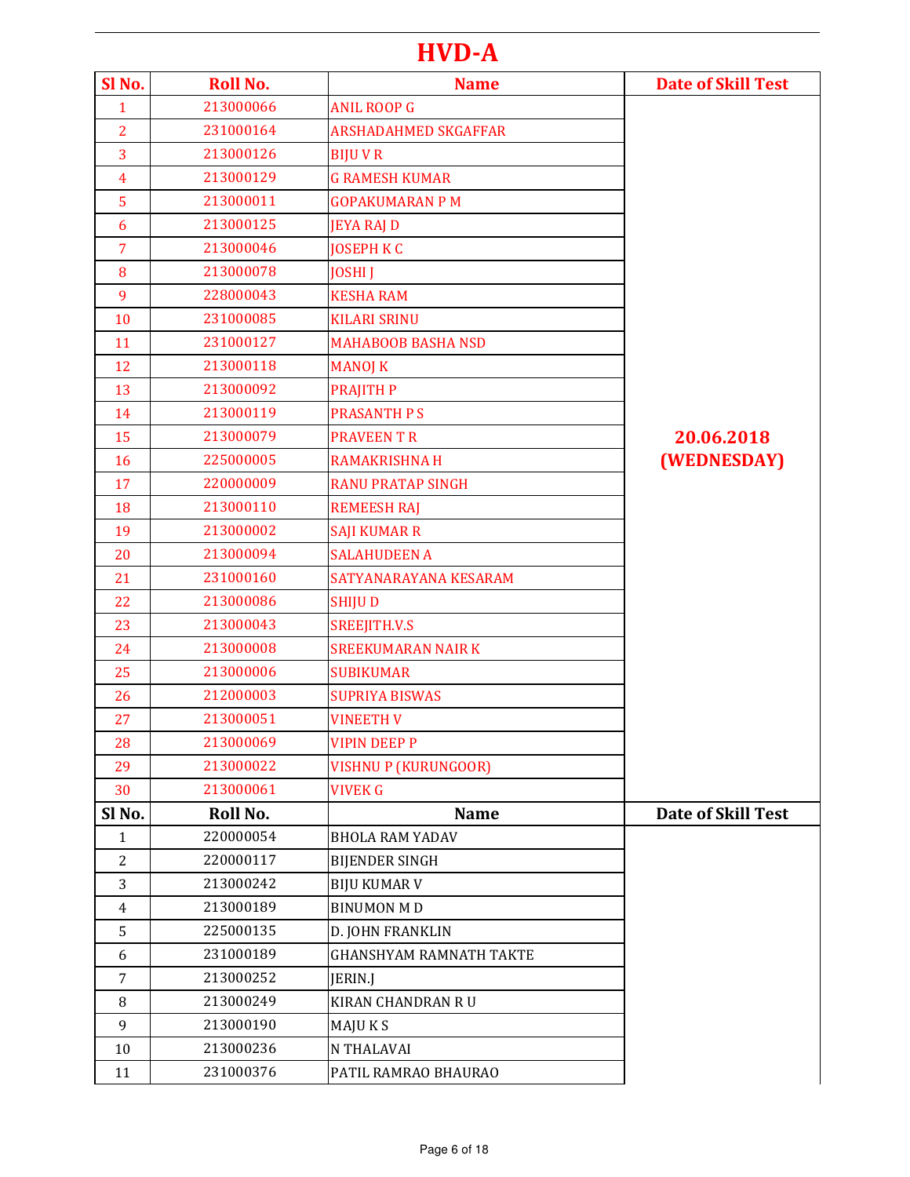# HVD-A

| Sl No. | Roll No. | Name | Date of Skill Test |
|---|---|---|---|
| 1 | 213000066 | ANIL ROOP G | **20.06.2018 (WEDNESDAY)** |
| 2 | 231000164 | ARSHADAHMED SKGAFFAR | |
| 3 | 213000126 | BIJU V R | |
| 4 | 213000129 | G RAMESH KUMAR | |
| 5 | 213000011 | GOPAKUMARAN P M | |
| 6 | 213000125 | JEYA RAJ D | |
| 7 | 213000046 | JOSEPH K C | |
| 8 | 213000078 | JOSHI J | |
| 9 | 228000043 | KESHA RAM | |
| 10 | 231000085 | KILARI SRINU | |
| 11 | 231000127 | MAHABOOB BASHA NSD | |
| 12 | 213000118 | MANOJ K | |
| 13 | 213000092 | PRAJITH P | |
| 14 | 213000119 | PRASANTH P S | |
| 15 | 213000079 | PRAVEEN T R | |
| 16 | 225000005 | RAMAKRISHNA H | |
| 17 | 220000009 | RANU PRATAP SINGH | |
| 18 | 213000110 | REMEESH RAJ | |
| 19 | 213000002 | SAJI KUMAR R | |
| 20 | 213000094 | SALAHUDEEN A | |
| 21 | 231000160 | SATYANARAYANA KESARAM | |
| 22 | 213000086 | SHIJU D | |
| 23 | 213000043 | SREEJITH.V.S | |
| 24 | 213000008 | SREEKUMARAN NAIR K | |
| 25 | 213000006 | SUBIKUMAR | |
| 26 | 212000003 | SUPRIYA BISWAS | |
| 27 | 213000051 | VINEETH V | |
| 28 | 213000069 | VIPIN DEEP P | |
| 29 | 213000022 | VISHNU P (KURUNGOOR) | |
| 30 | 213000061 | VIVEK G | |

| Sl No. | Roll No. | Name | Date of Skill Test |
|---|---|---|---|
| 1 | 220000054 | BHOLA RAM YADAV | |
| 2 | 220000117 | BIJENDER SINGH | |
| 3 | 213000242 | BIJU KUMAR V | |
| 4 | 213000189 | BINUMON M D | |
| 5 | 225000135 | D. JOHN FRANKLIN | |
| 6 | 231000189 | GHANSHYAM RAMNATH TAKTE | |
| 7 | 213000252 | JERIN.J | |
| 8 | 213000249 | KIRAN CHANDRAN R U | |
| 9 | 213000190 | MAJU K S | |
| 10 | 213000236 | N THALAVAI | |
| 11 | 231000376 | PATIL RAMRAO BHAURAO | |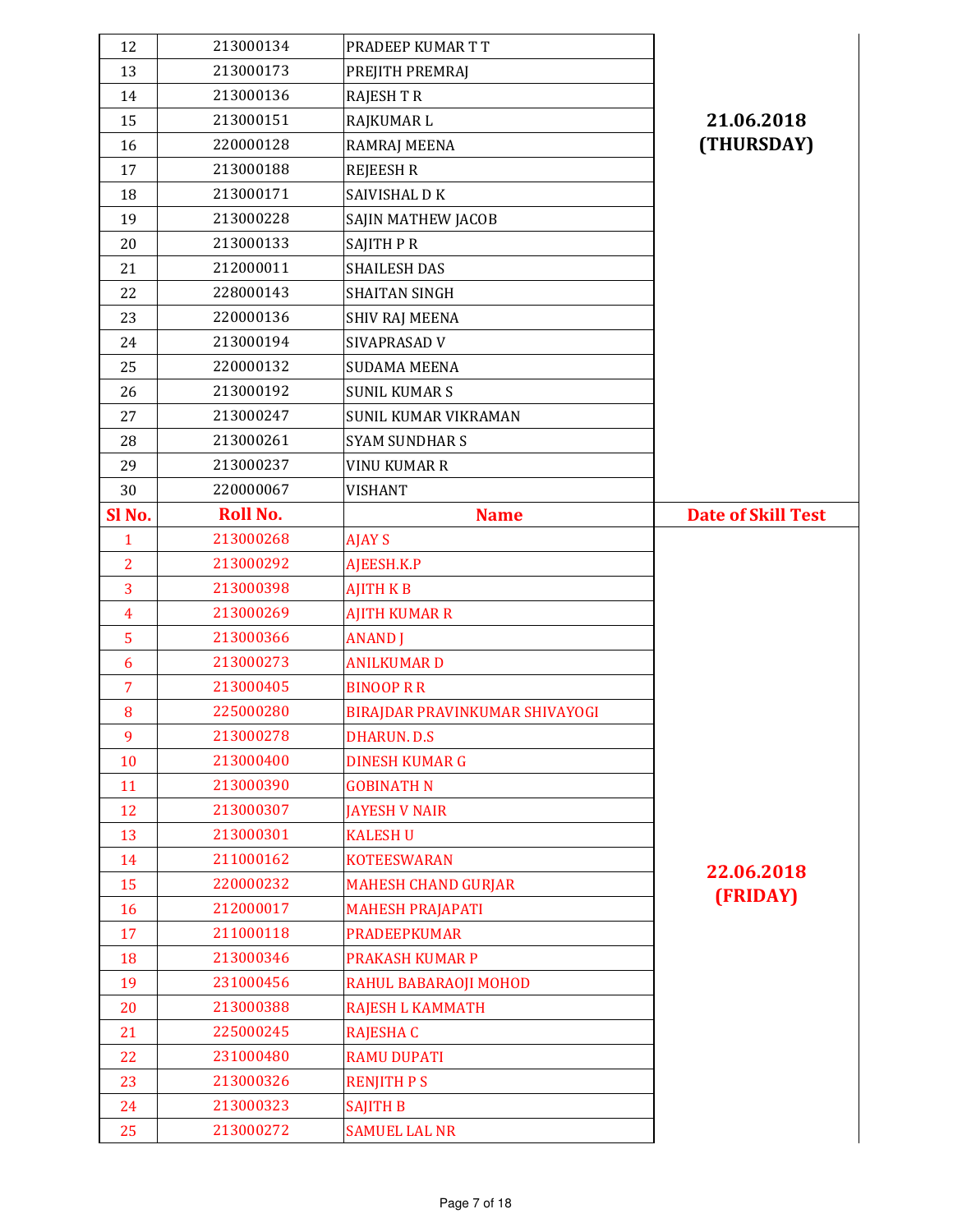| 12 | 213000134 | PRADEEP KUMAR T T | 21.06.2018 (THURSDAY) |
|---|---|---|---|
| 13 | 213000173 | PREJITH PREMRAJ | |
| 14 | 213000136 | RAJESH T R | |
| 15 | 213000151 | RAJKUMAR L | |
| 16 | 220000128 | RAMRAJ MEENA | |
| 17 | 213000188 | REJEESH R | |
| 18 | 213000171 | SAIVISHAL D K | |
| 19 | 213000228 | SAJIN MATHEW JACOB | |
| 20 | 213000133 | SAJITH P R | |
| 21 | 212000011 | SHAILESH DAS | |
| 22 | 228000143 | SHAITAN SINGH | |
| 23 | 220000136 | SHIV RAJ MEENA | |
| 24 | 213000194 | SIVAPRASAD V | |
| 25 | 220000132 | SUDAMA MEENA | |
| 26 | 213000192 | SUNIL KUMAR S | |
| 27 | 213000247 | SUNIL KUMAR VIKRAMAN | |
| 28 | 213000261 | SYAM SUNDHAR S | |
| 29 | 213000237 | VINU KUMAR R | |
| 30 | 220000067 | VISHANT | |

| Sl No. | Roll No. | Name | Date of Skill Test |
|---|---|---|---|
| 1 | 213000268 | AJAY S | 22.06.2018 (FRIDAY) |
| 2 | 213000292 | AJEESH.K.P | |
| 3 | 213000398 | AJITH K B | |
| 4 | 213000269 | AJITH KUMAR R | |
| 5 | 213000366 | ANAND J | |
| 6 | 213000273 | ANILKUMAR D | |
| 7 | 213000405 | BINOOP R R | |
| 8 | 225000280 | BIRAJDAR PRAVINKUMAR SHIVAYOGI | |
| 9 | 213000278 | DHARUN. D.S | |
| 10 | 213000400 | DINESH KUMAR G | |
| 11 | 213000390 | GOBINATH N | |
| 12 | 213000307 | JAYESH V NAIR | |
| 13 | 213000301 | KALESH U | |
| 14 | 211000162 | KOTEESWARAN | |
| 15 | 220000232 | MAHESH CHAND GURJAR | |
| 16 | 212000017 | MAHESH PRAJAPATI | |
| 17 | 211000118 | PRADEEPKUMAR | |
| 18 | 213000346 | PRAKASH KUMAR P | |
| 19 | 231000456 | RAHUL BABARAOJI MOHOD | |
| 20 | 213000388 | RAJESH L KAMMATH | |
| 21 | 225000245 | RAJESHA C | |
| 22 | 231000480 | RAMU DUPATI | |
| 23 | 213000326 | RENJITH P S | |
| 24 | 213000323 | SAJITH B | |
| 25 | 213000272 | SAMUEL LAL NR | |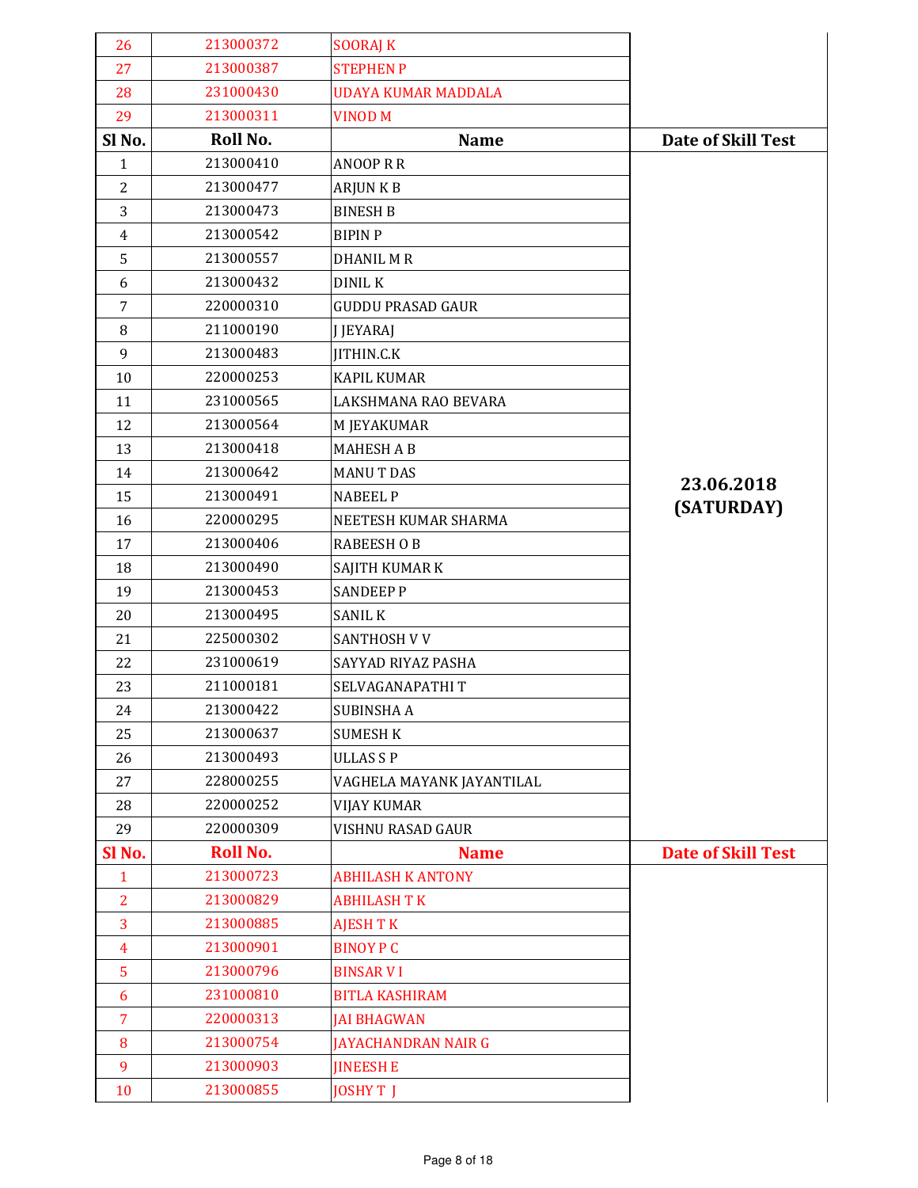| Sl No. | Roll No. | Name | Date of Skill Test |
|---|---|---|---|
| 26 | 213000372 | SOORAJ K | |
| 27 | 213000387 | STEPHEN P | |
| 28 | 231000430 | UDAYA KUMAR MADDALA | |
| 29 | 213000311 | VINOD M | |

| Sl No. | Roll No. | Name | Date of Skill Test |
|---|---|---|---|
| 1 | 213000410 | ANOOP R R | 23.06.2018 (SATURDAY) |
| 2 | 213000477 | ARJUN K B | |
| 3 | 213000473 | BINESH B | |
| 4 | 213000542 | BIPIN P | |
| 5 | 213000557 | DHANIL M R | |
| 6 | 213000432 | DINIL K | |
| 7 | 220000310 | GUDDU PRASAD GAUR | |
| 8 | 211000190 | J JEYARAJ | |
| 9 | 213000483 | JITHIN.C.K | |
| 10 | 220000253 | KAPIL KUMAR | |
| 11 | 231000565 | LAKSHMANA RAO BEVARA | |
| 12 | 213000564 | M JEYAKUMAR | |
| 13 | 213000418 | MAHESH A B | |
| 14 | 213000642 | MANU T DAS | |
| 15 | 213000491 | NABEEL P | |
| 16 | 220000295 | NEETESH KUMAR SHARMA | |
| 17 | 213000406 | RABEESH O B | |
| 18 | 213000490 | SAJITH KUMAR K | |
| 19 | 213000453 | SANDEEP P | |
| 20 | 213000495 | SANIL K | |
| 21 | 225000302 | SANTHOSH V V | |
| 22 | 231000619 | SAYYAD RIYAZ PASHA | |
| 23 | 211000181 | SELVAGANAPATHI T | |
| 24 | 213000422 | SUBINSHA A | |
| 25 | 213000637 | SUMESH K | |
| 26 | 213000493 | ULLAS S P | |
| 27 | 228000255 | VAGHELA MAYANK JAYANTILAL | |
| 28 | 220000252 | VIJAY KUMAR | |
| 29 | 220000309 | VISHNU RASAD GAUR | |

| Sl No. | Roll No. | Name | Date of Skill Test |
|---|---|---|---|
| 1 | 213000723 | ABHILASH K ANTONY | |
| 2 | 213000829 | ABHILASH T K | |
| 3 | 213000885 | AJESH T K | |
| 4 | 213000901 | BINOY P C | |
| 5 | 213000796 | BINSAR V I | |
| 6 | 231000810 | BITLA KASHIRAM | |
| 7 | 220000313 | JAI BHAGWAN | |
| 8 | 213000754 | JAYACHANDRAN NAIR G | |
| 9 | 213000903 | JINEESH E | |
| 10 | 213000855 | JOSHY T J | |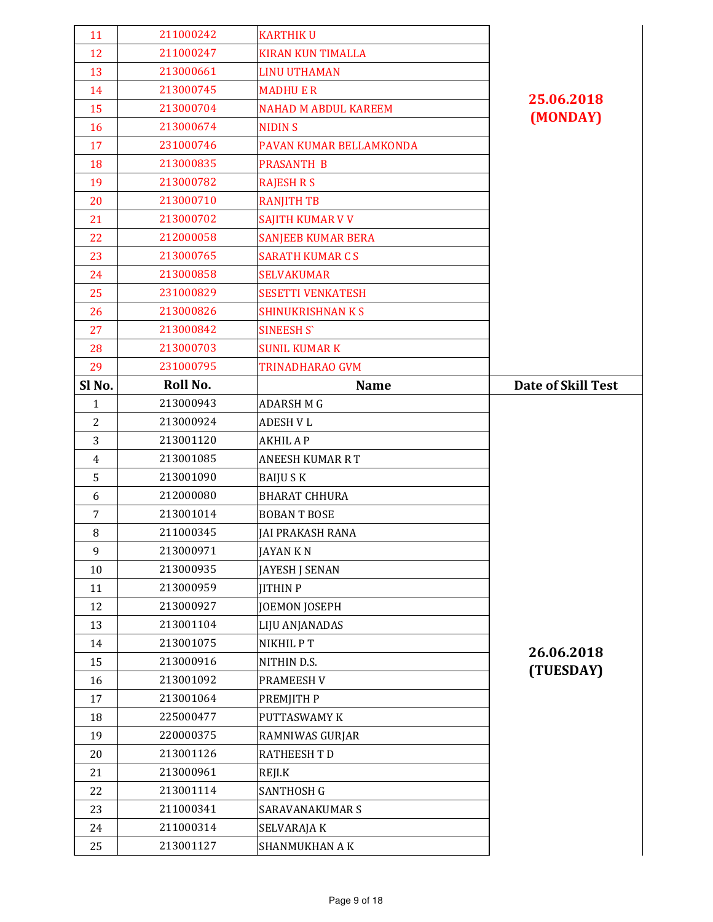| Sl No. | Roll No. | Name | Date of Skill Test |
|---|---|---|---|
| 11 | 211000242 | KARTHIK U | 25.06.2018 (MONDAY) |
| 12 | 211000247 | KIRAN KUN TIMALLA | |
| 13 | 213000661 | LINU UTHAMAN | |
| 14 | 213000745 | MADHU E R | |
| 15 | 213000704 | NAHAD M ABDUL KAREEM | |
| 16 | 213000674 | NIDIN S | |
| 17 | 231000746 | PAVAN KUMAR BELLAMKONDA | |
| 18 | 213000835 | PRASANTH B | |
| 19 | 213000782 | RAJESH R S | |
| 20 | 213000710 | RANJITH TB | |
| 21 | 213000702 | SAJITH KUMAR V V | |
| 22 | 212000058 | SANJEEB KUMAR BERA | |
| 23 | 213000765 | SARATH KUMAR C S | |
| 24 | 213000858 | SELVAKUMAR | |
| 25 | 231000829 | SESETTI VENKATESH | |
| 26 | 213000826 | SHINUKRISHNAN K S | |
| 27 | 213000842 | SINEESH S` | |
| 28 | 213000703 | SUNIL KUMAR K | |
| 29 | 231000795 | TRINADHARAO GVM | |

| Sl No. | Roll No. | Name | Date of Skill Test |
|---|---|---|---|
| 1 | 213000943 | ADARSH M G | 26.06.2018 (TUESDAY) |
| 2 | 213000924 | ADESH V L | |
| 3 | 213001120 | AKHIL A P | |
| 4 | 213001085 | ANEESH KUMAR R T | |
| 5 | 213001090 | BAIJU S K | |
| 6 | 212000080 | BHARAT CHHURA | |
| 7 | 213001014 | BOBAN T BOSE | |
| 8 | 211000345 | JAI PRAKASH RANA | |
| 9 | 213000971 | JAYAN K N | |
| 10 | 213000935 | JAYESH J SENAN | |
| 11 | 213000959 | JITHIN P | |
| 12 | 213000927 | JOEMON JOSEPH | |
| 13 | 213001104 | LIJU ANJANADAS | |
| 14 | 213001075 | NIKHIL P T | |
| 15 | 213000916 | NITHIN D.S. | |
| 16 | 213001092 | PRAMEESH V | |
| 17 | 213001064 | PREMJITH P | |
| 18 | 225000477 | PUTTASWAMY K | |
| 19 | 220000375 | RAMNIWAS GURJAR | |
| 20 | 213001126 | RATHEESH T D | |
| 21 | 213000961 | REJI.K | |
| 22 | 213001114 | SANTHOSH G | |
| 23 | 211000341 | SARAVANAKUMAR S | |
| 24 | 211000314 | SELVARAJA K | |
| 25 | 213001127 | SHANMUKHAN A K | |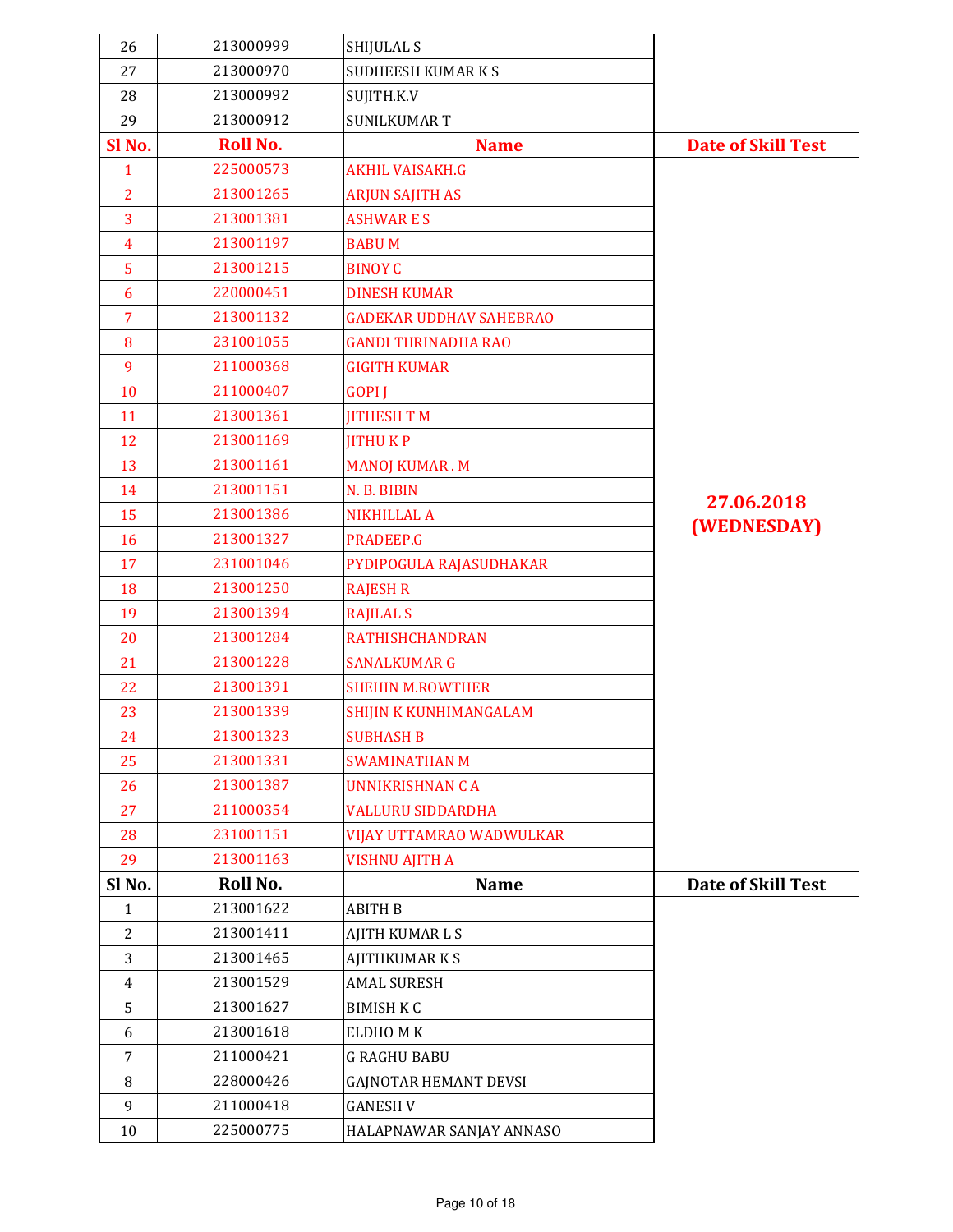| Sl No. | Roll No. | Name | Date of Skill Test |
|---|---|---|---|
| 26 | 213000999 | SHIJULAL S | |
| 27 | 213000970 | SUDHEESH KUMAR K S | |
| 28 | 213000992 | SUJITH.K.V | |
| 29 | 213000912 | SUNILKUMAR T | |

| Sl No. | Roll No. | Name | Date of Skill Test |
|---|---|---|---|
| 1 | 225000573 | AKHIL VAISAKH.G | 27.06.2018 (WEDNESDAY) |
| 2 | 213001265 | ARJUN SAJITH AS | |
| 3 | 213001381 | ASHWAR E S | |
| 4 | 213001197 | BABU M | |
| 5 | 213001215 | BINOY C | |
| 6 | 220000451 | DINESH KUMAR | |
| 7 | 213001132 | GADEKAR UDDHAV SAHEBRAO | |
| 8 | 231001055 | GANDI THRINADHA RAO | |
| 9 | 211000368 | GIGITH KUMAR | |
| 10 | 211000407 | GOPI J | |
| 11 | 213001361 | JITHESH T M | |
| 12 | 213001169 | JITHU K P | |
| 13 | 213001161 | MANOJ KUMAR . M | |
| 14 | 213001151 | N. B. BIBIN | |
| 15 | 213001386 | NIKHILLAL A | |
| 16 | 213001327 | PRADEEP.G | |
| 17 | 231001046 | PYDIPOGULA RAJASUDHAKAR | |
| 18 | 213001250 | RAJESH R | |
| 19 | 213001394 | RAJILAL S | |
| 20 | 213001284 | RATHISHCHANDRAN | |
| 21 | 213001228 | SANALKUMAR G | |
| 22 | 213001391 | SHEHIN M.ROWTHER | |
| 23 | 213001339 | SHIJIN K KUNHIMANGALAM | |
| 24 | 213001323 | SUBHASH B | |
| 25 | 213001331 | SWAMINATHAN M | |
| 26 | 213001387 | UNNIKRISHNAN C A | |
| 27 | 211000354 | VALLURU SIDDARDHA | |
| 28 | 231001151 | VIJAY UTTAMRAO WADWULKAR | |
| 29 | 213001163 | VISHNU AJITH A | |

| Sl No. | Roll No. | Name | Date of Skill Test |
|---|---|---|---|
| 1 | 213001622 | ABITH B | |
| 2 | 213001411 | AJITH KUMAR L S | |
| 3 | 213001465 | AJITHKUMAR K S | |
| 4 | 213001529 | AMAL SURESH | |
| 5 | 213001627 | BIMISH K C | |
| 6 | 213001618 | ELDHO M K | |
| 7 | 211000421 | G RAGHU BABU | |
| 8 | 228000426 | GAJNOTAR HEMANT DEVSI | |
| 9 | 211000418 | GANESH V | |
| 10 | 225000775 | HALAPNAWAR SANJAY ANNASO | |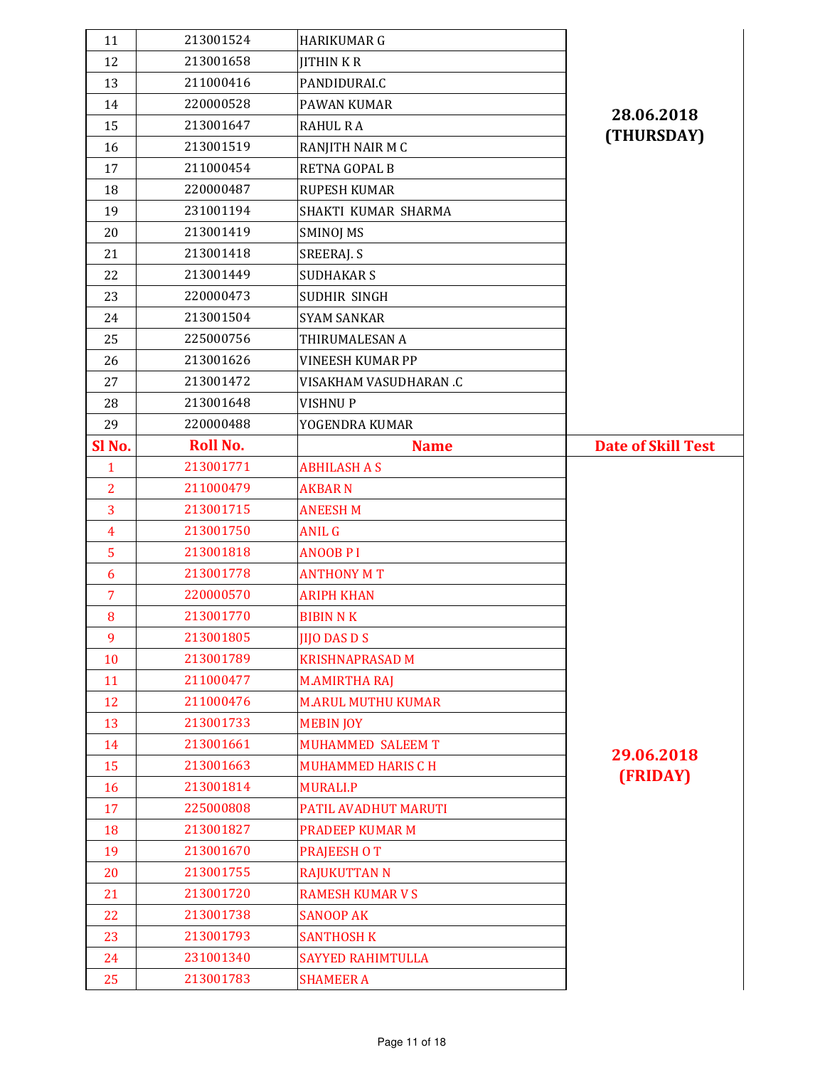| Sl No. | Roll No. | Name | Date of Skill Test |
|---|---|---|---|
| 11 | 213001524 | HARIKUMAR G | 28.06.2018 (THURSDAY) |
| 12 | 213001658 | JITHIN K R | |
| 13 | 211000416 | PANDIDURAI.C | |
| 14 | 220000528 | PAWAN KUMAR | |
| 15 | 213001647 | RAHUL R A | |
| 16 | 213001519 | RANJITH NAIR M C | |
| 17 | 211000454 | RETNA GOPAL B | |
| 18 | 220000487 | RUPESH KUMAR | |
| 19 | 231001194 | SHAKTI KUMAR SHARMA | |
| 20 | 213001419 | SMINOJ MS | |
| 21 | 213001418 | SREERAJ. S | |
| 22 | 213001449 | SUDHAKAR S | |
| 23 | 220000473 | SUDHIR SINGH | |
| 24 | 213001504 | SYAM SANKAR | |
| 25 | 225000756 | THIRUMALESAN A | |
| 26 | 213001626 | VINEESH KUMAR PP | |
| 27 | 213001472 | VISAKHAM VASUDHARAN .C | |
| 28 | 213001648 | VISHNU P | |
| 29 | 220000488 | YOGENDRA KUMAR | |

| Sl No. | Roll No. | Name | Date of Skill Test |
|---|---|---|---|
| 1 | 213001771 | ABHILASH A S | 29.06.2018 (FRIDAY) |
| 2 | 211000479 | AKBAR N | |
| 3 | 213001715 | ANEESH M | |
| 4 | 213001750 | ANIL G | |
| 5 | 213001818 | ANOOB P I | |
| 6 | 213001778 | ANTHONY M T | |
| 7 | 220000570 | ARIPH KHAN | |
| 8 | 213001770 | BIBIN N K | |
| 9 | 213001805 | JIJO DAS D S | |
| 10 | 213001789 | KRISHNAPRASAD M | |
| 11 | 211000477 | M.AMIRTHA RAJ | |
| 12 | 211000476 | M.ARUL MUTHU KUMAR | |
| 13 | 213001733 | MEBIN JOY | |
| 14 | 213001661 | MUHAMMED SALEEM T | |
| 15 | 213001663 | MUHAMMED HARIS C H | |
| 16 | 213001814 | MURALI.P | |
| 17 | 225000808 | PATIL AVADHUT MARUTI | |
| 18 | 213001827 | PRADEEP KUMAR M | |
| 19 | 213001670 | PRAJEESH O T | |
| 20 | 213001755 | RAJUKUTTAN N | |
| 21 | 213001720 | RAMESH KUMAR V S | |
| 22 | 213001738 | SANOOP AK | |
| 23 | 213001793 | SANTHOSH K | |
| 24 | 231001340 | SAYYED RAHIMTULLA | |
| 25 | 213001783 | SHAMEER A | |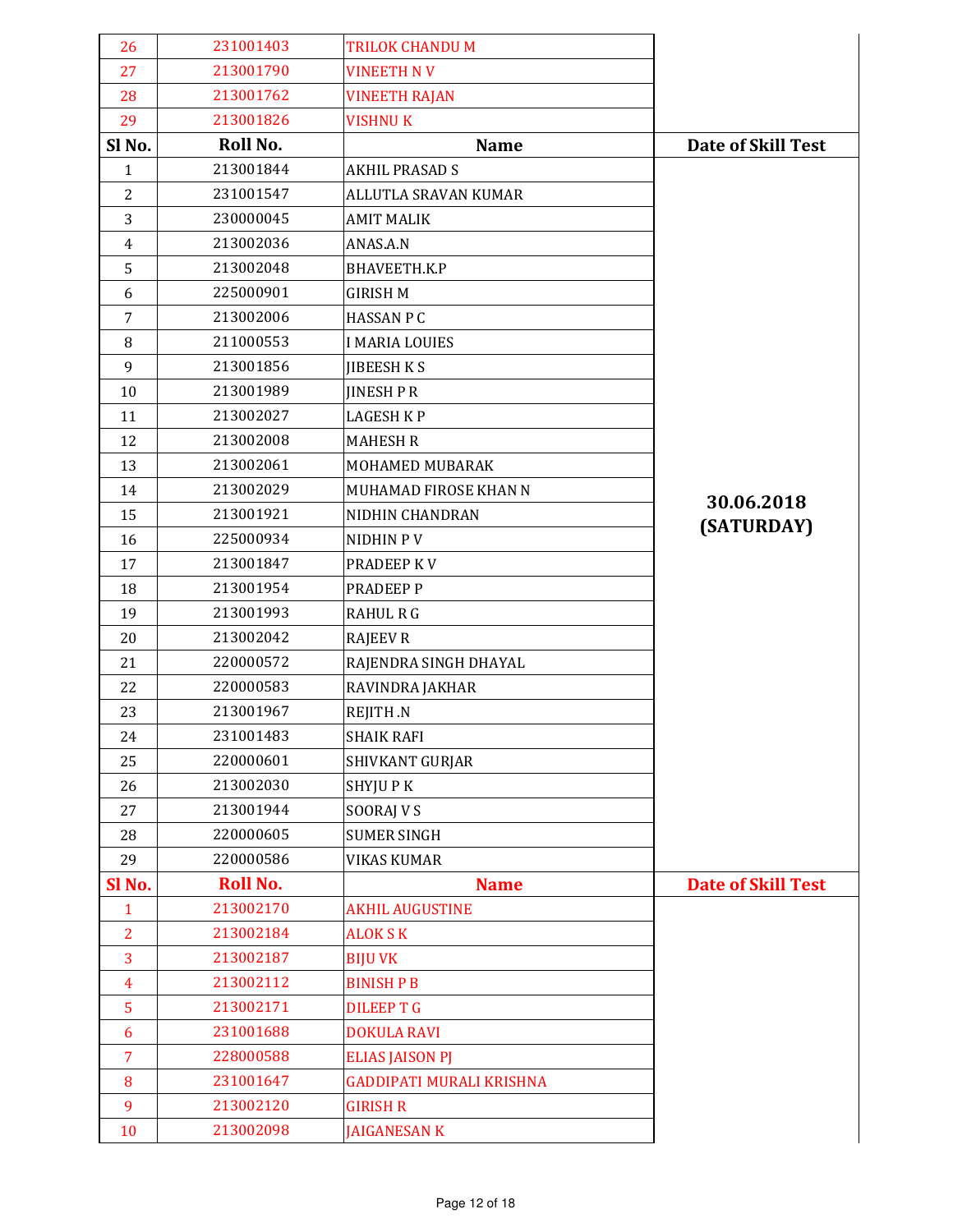| Sl No. | Roll No. | Name | Date of Skill Test |
|---|---|---|---|
| 26 | 231001403 | TRILOK CHANDU M | |
| 27 | 213001790 | VINEETH N V | |
| 28 | 213001762 | VINEETH RAJAN | |
| 29 | 213001826 | VISHNU K | |

| Sl No. | Roll No. | Name | Date of Skill Test |
|---|---|---|---|
| 1 | 213001844 | AKHIL PRASAD S | 30.06.2018 (SATURDAY) |
| 2 | 231001547 | ALLUTLA SRAVAN KUMAR | |
| 3 | 230000045 | AMIT MALIK | |
| 4 | 213002036 | ANAS.A.N | |
| 5 | 213002048 | BHAVEETH.K.P | |
| 6 | 225000901 | GIRISH M | |
| 7 | 213002006 | HASSAN P C | |
| 8 | 211000553 | I MARIA LOUIES | |
| 9 | 213001856 | JIBEESH K S | |
| 10 | 213001989 | JINESH P R | |
| 11 | 213002027 | LAGESH K P | |
| 12 | 213002008 | MAHESH R | |
| 13 | 213002061 | MOHAMED MUBARAK | |
| 14 | 213002029 | MUHAMAD FIROSE KHAN N | |
| 15 | 213001921 | NIDHIN CHANDRAN | |
| 16 | 225000934 | NIDHIN P V | |
| 17 | 213001847 | PRADEEP K V | |
| 18 | 213001954 | PRADEEP P | |
| 19 | 213001993 | RAHUL R G | |
| 20 | 213002042 | RAJEEV R | |
| 21 | 220000572 | RAJENDRA SINGH DHAYAL | |
| 22 | 220000583 | RAVINDRA JAKHAR | |
| 23 | 213001967 | REJITH .N | |
| 24 | 231001483 | SHAIK RAFI | |
| 25 | 220000601 | SHIVKANT GURJAR | |
| 26 | 213002030 | SHYJU P K | |
| 27 | 213001944 | SOORAJ V S | |
| 28 | 220000605 | SUMER SINGH | |
| 29 | 220000586 | VIKAS KUMAR | |

| Sl No. | Roll No. | Name | Date of Skill Test |
|---|---|---|---|
| 1 | 213002170 | AKHIL AUGUSTINE | |
| 2 | 213002184 | ALOK S K | |
| 3 | 213002187 | BIJU VK | |
| 4 | 213002112 | BINISH P B | |
| 5 | 213002171 | DILEEP T G | |
| 6 | 231001688 | DOKULA RAVI | |
| 7 | 228000588 | ELIAS JAISON PJ | |
| 8 | 231001647 | GADDIPATI MURALI KRISHNA | |
| 9 | 213002120 | GIRISH R | |
| 10 | 213002098 | JAIGANESAN K | |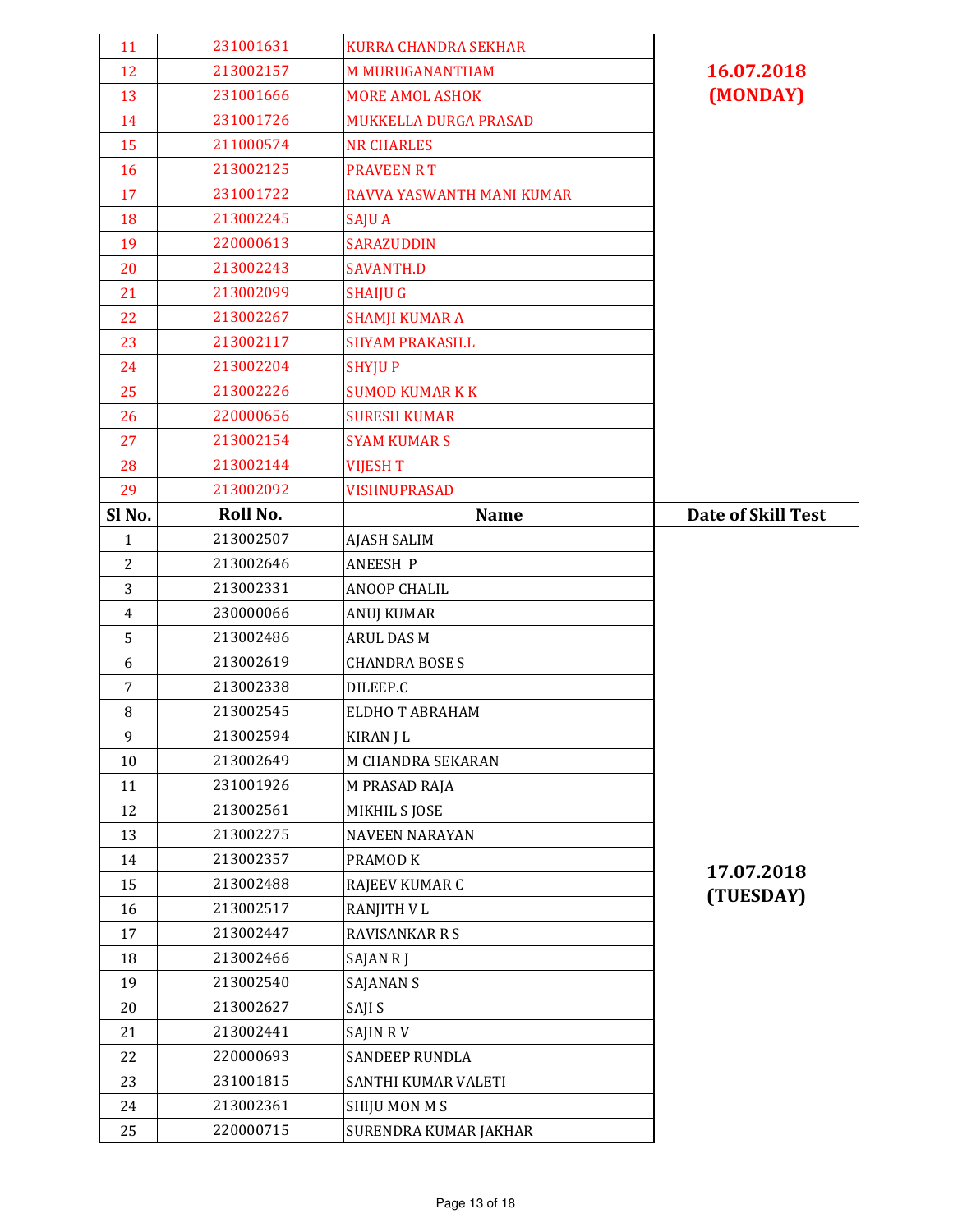| Sl No. | Roll No. | Name | Date of Skill Test |
|---|---|---|---|
| 11 | 231001631 | KURRA CHANDRA SEKHAR | 16.07.2018 (MONDAY) |
| 12 | 213002157 | M MURUGANANTHAM | |
| 13 | 231001666 | MORE AMOL ASHOK | |
| 14 | 231001726 | MUKKELLA DURGA PRASAD | |
| 15 | 211000574 | NR CHARLES | |
| 16 | 213002125 | PRAVEEN R T | |
| 17 | 231001722 | RAVVA YASWANTH MANI KUMAR | |
| 18 | 213002245 | SAJU A | |
| 19 | 220000613 | SARAZUDDIN | |
| 20 | 213002243 | SAVANTH.D | |
| 21 | 213002099 | SHAIJU G | |
| 22 | 213002267 | SHAMJI KUMAR A | |
| 23 | 213002117 | SHYAM PRAKASH.L | |
| 24 | 213002204 | SHYJU P | |
| 25 | 213002226 | SUMOD KUMAR K K | |
| 26 | 220000656 | SURESH KUMAR | |
| 27 | 213002154 | SYAM KUMAR S | |
| 28 | 213002144 | VIJESH T | |
| 29 | 213002092 | VISHNUPRASAD | |

| Sl No. | Roll No. | Name | Date of Skill Test |
|---|---|---|---|
| 1 | 213002507 | AJASH SALIM | 17.07.2018 (TUESDAY) |
| 2 | 213002646 | ANEESH P | |
| 3 | 213002331 | ANOOP CHALIL | |
| 4 | 230000066 | ANUJ KUMAR | |
| 5 | 213002486 | ARUL DAS M | |
| 6 | 213002619 | CHANDRA BOSE S | |
| 7 | 213002338 | DILEEP.C | |
| 8 | 213002545 | ELDHO T ABRAHAM | |
| 9 | 213002594 | KIRAN J L | |
| 10 | 213002649 | M CHANDRA SEKARAN | |
| 11 | 231001926 | M PRASAD RAJA | |
| 12 | 213002561 | MIKHIL S JOSE | |
| 13 | 213002275 | NAVEEN NARAYAN | |
| 14 | 213002357 | PRAMOD K | |
| 15 | 213002488 | RAJEEV KUMAR C | |
| 16 | 213002517 | RANJITH V L | |
| 17 | 213002447 | RAVISANKAR R S | |
| 18 | 213002466 | SAJAN R J | |
| 19 | 213002540 | SAJANAN S | |
| 20 | 213002627 | SAJI S | |
| 21 | 213002441 | SAJIN R V | |
| 22 | 220000693 | SANDEEP RUNDLA | |
| 23 | 231001815 | SANTHI KUMAR VALETI | |
| 24 | 213002361 | SHIJU MON M S | |
| 25 | 220000715 | SURENDRA KUMAR JAKHAR | |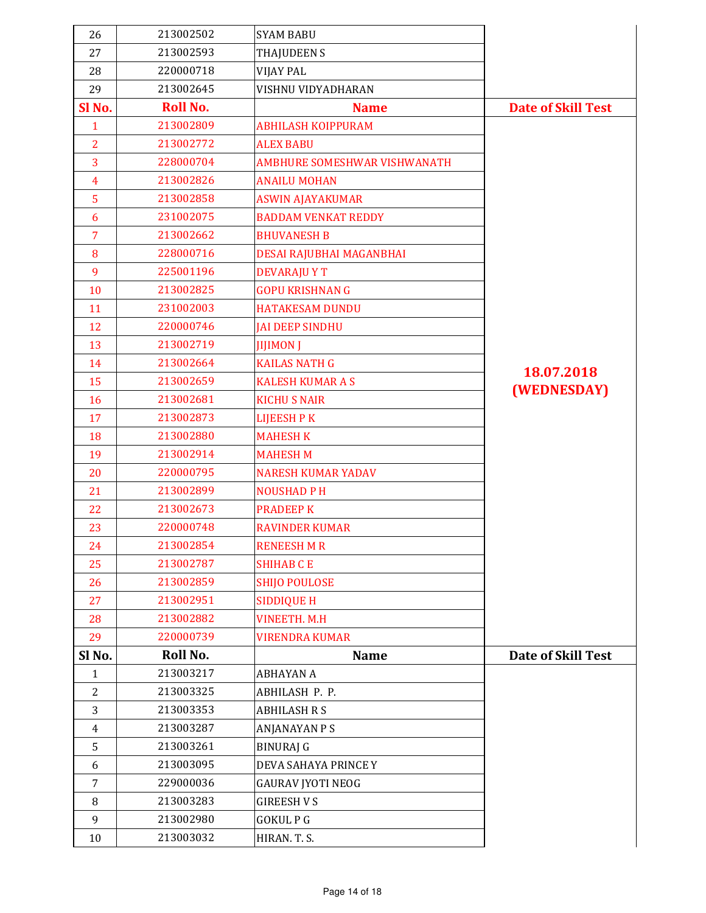| Sl No. | Roll No. | Name | Date of Skill Test |
|---|---|---|---|
| 26 | 213002502 | SYAM BABU | |
| 27 | 213002593 | THAJUDEEN S | |
| 28 | 220000718 | VIJAY PAL | |
| 29 | 213002645 | VISHNU VIDYADHARAN | |

| Sl No. | Roll No. | Name | Date of Skill Test |
|---|---|---|---|
| 1 | 213002809 | ABHILASH KOIPPURAM | 18.07.2018 (WEDNESDAY) |
| 2 | 213002772 | ALEX BABU | |
| 3 | 228000704 | AMBHURE SOMESHWAR VISHWANATH | |
| 4 | 213002826 | ANAILU MOHAN | |
| 5 | 213002858 | ASWIN AJAYAKUMAR | |
| 6 | 231002075 | BADDAM VENKAT REDDY | |
| 7 | 213002662 | BHUVANESH B | |
| 8 | 228000716 | DESAI RAJUBHAI MAGANBHAI | |
| 9 | 225001196 | DEVARAJU Y T | |
| 10 | 213002825 | GOPU KRISHNAN G | |
| 11 | 231002003 | HATAKESAM DUNDU | |
| 12 | 220000746 | JAI DEEP SINDHU | |
| 13 | 213002719 | JIJIMON J | |
| 14 | 213002664 | KAILAS NATH G | |
| 15 | 213002659 | KALESH KUMAR A S | |
| 16 | 213002681 | KICHU S NAIR | |
| 17 | 213002873 | LIJEESH P K | |
| 18 | 213002880 | MAHESH K | |
| 19 | 213002914 | MAHESH M | |
| 20 | 220000795 | NARESH KUMAR YADAV | |
| 21 | 213002899 | NOUSHAD P H | |
| 22 | 213002673 | PRADEEP K | |
| 23 | 220000748 | RAVINDER KUMAR | |
| 24 | 213002854 | RENEESH M R | |
| 25 | 213002787 | SHIHAB C E | |
| 26 | 213002859 | SHIJO POULOSE | |
| 27 | 213002951 | SIDDIQUE H | |
| 28 | 213002882 | VINEETH. M.H | |
| 29 | 220000739 | VIRENDRA KUMAR | |

| Sl No. | Roll No. | Name | Date of Skill Test |
|---|---|---|---|
| 1 | 213003217 | ABHAYAN A | |
| 2 | 213003325 | ABHILASH P. P. | |
| 3 | 213003353 | ABHILASH R S | |
| 4 | 213003287 | ANJANAYAN P S | |
| 5 | 213003261 | BINURAJ G | |
| 6 | 213003095 | DEVA SAHAYA PRINCE Y | |
| 7 | 229000036 | GAURAV JYOTI NEOG | |
| 8 | 213003283 | GIREESH V S | |
| 9 | 213002980 | GOKUL P G | |
| 10 | 213003032 | HIRAN. T. S. | |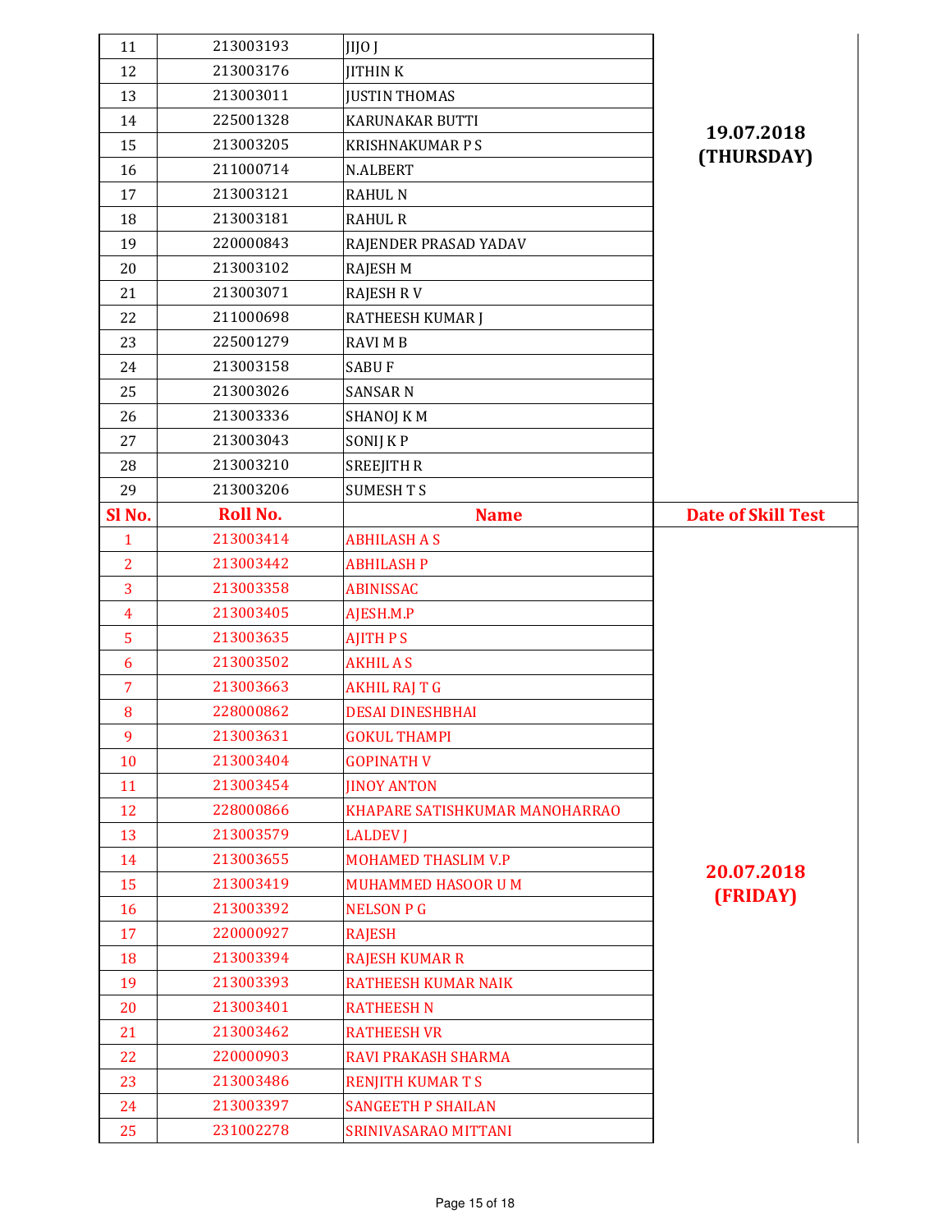| Sl No. | Roll No. | Name | Date of Skill Test |
|---|---|---|---|
| 11 | 213003193 | JIJO J | 19.07.2018 (THURSDAY) |
| 12 | 213003176 | JITHIN K | |
| 13 | 213003011 | JUSTIN THOMAS | |
| 14 | 225001328 | KARUNAKAR BUTTI | |
| 15 | 213003205 | KRISHNAKUMAR P S | |
| 16 | 211000714 | N.ALBERT | |
| 17 | 213003121 | RAHUL N | |
| 18 | 213003181 | RAHUL R | |
| 19 | 220000843 | RAJENDER PRASAD YADAV | |
| 20 | 213003102 | RAJESH M | |
| 21 | 213003071 | RAJESH R V | |
| 22 | 211000698 | RATHEESH KUMAR J | |
| 23 | 225001279 | RAVI M B | |
| 24 | 213003158 | SABU F | |
| 25 | 213003026 | SANSAR N | |
| 26 | 213003336 | SHANOJ K M | |
| 27 | 213003043 | SONIJ K P | |
| 28 | 213003210 | SREEJITH R | |
| 29 | 213003206 | SUMESH T S | |

| Sl No. | Roll No. | Name | Date of Skill Test |
|---|---|---|---|
| 1 | 213003414 | ABHILASH A S | 20.07.2018 (FRIDAY) |
| 2 | 213003442 | ABHILASH P | |
| 3 | 213003358 | ABINISSAC | |
| 4 | 213003405 | AJESH.M.P | |
| 5 | 213003635 | AJITH P S | |
| 6 | 213003502 | AKHIL A S | |
| 7 | 213003663 | AKHIL RAJ T G | |
| 8 | 228000862 | DESAI DINESHBHAI | |
| 9 | 213003631 | GOKUL THAMPI | |
| 10 | 213003404 | GOPINATH V | |
| 11 | 213003454 | JINOY ANTON | |
| 12 | 228000866 | KHAPARE SATISHKUMAR MANOHARRAO | |
| 13 | 213003579 | LALDEV J | |
| 14 | 213003655 | MOHAMED THASLIM V.P | |
| 15 | 213003419 | MUHAMMED HASOOR U M | |
| 16 | 213003392 | NELSON P G | |
| 17 | 220000927 | RAJESH | |
| 18 | 213003394 | RAJESH KUMAR R | |
| 19 | 213003393 | RATHEESH KUMAR NAIK | |
| 20 | 213003401 | RATHEESH N | |
| 21 | 213003462 | RATHEESH VR | |
| 22 | 220000903 | RAVI PRAKASH SHARMA | |
| 23 | 213003486 | RENJITH KUMAR T S | |
| 24 | 213003397 | SANGEETH P SHAILAN | |
| 25 | 231002278 | SRINIVASARAO MITTANI | |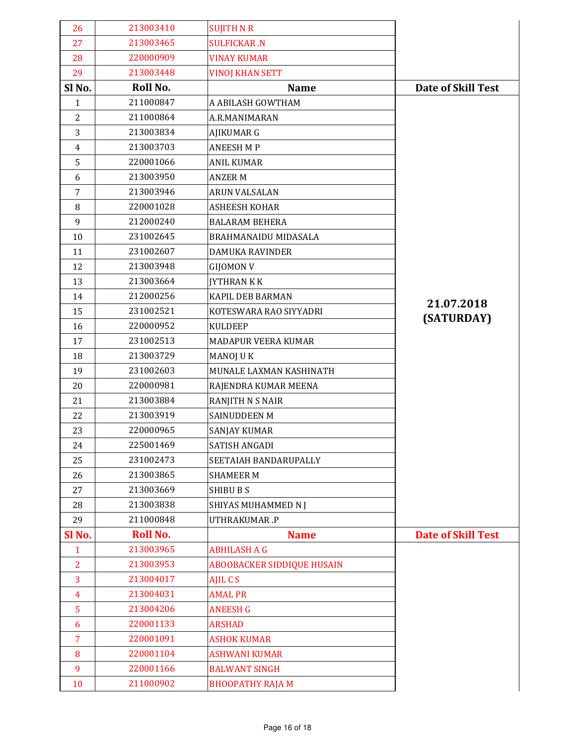| Sl No. | Roll No. | Name | Date of Skill Test |
|---|---|---|---|
| 26 | 213003410 | SUJITH N R | |
| 27 | 213003465 | SULFICKAR .N | |
| 28 | 220000909 | VINAY KUMAR | |
| 29 | 213003448 | VINOJ KHAN SETT | |

| Sl No. | Roll No. | Name | Date of Skill Test |
|---|---|---|---|
| 1 | 211000847 | A ABILASH GOWTHAM | 21.07.2018 (SATURDAY) |
| 2 | 211000864 | A.R.MANIMARAN | |
| 3 | 213003834 | AJIKUMAR G | |
| 4 | 213003703 | ANEESH M P | |
| 5 | 220001066 | ANIL KUMAR | |
| 6 | 213003950 | ANZER M | |
| 7 | 213003946 | ARUN VALSALAN | |
| 8 | 220001028 | ASHEESH KOHAR | |
| 9 | 212000240 | BALARAM BEHERA | |
| 10 | 231002645 | BRAHMANAIDU MIDASALA | |
| 11 | 231002607 | DAMUKA RAVINDER | |
| 12 | 213003948 | GIJOMON V | |
| 13 | 213003664 | JYTHRAN K K | |
| 14 | 212000256 | KAPIL DEB BARMAN | |
| 15 | 231002521 | KOTESWARA RAO SIYYADRI | |
| 16 | 220000952 | KULDEEP | |
| 17 | 231002513 | MADAPUR VEERA KUMAR | |
| 18 | 213003729 | MANOJ U K | |
| 19 | 231002603 | MUNALE LAXMAN KASHINATH | |
| 20 | 220000981 | RAJENDRA KUMAR MEENA | |
| 21 | 213003884 | RANJITH N S NAIR | |
| 22 | 213003919 | SAINUDDEEN M | |
| 23 | 220000965 | SANJAY KUMAR | |
| 24 | 225001469 | SATISH ANGADI | |
| 25 | 231002473 | SEETAIAH BANDARUPALLY | |
| 26 | 213003865 | SHAMEER M | |
| 27 | 213003669 | SHIBU B S | |
| 28 | 213003838 | SHIYAS MUHAMMED N J | |
| 29 | 211000848 | UTHRAKUMAR .P | |

| Sl No. | Roll No. | Name | Date of Skill Test |
|---|---|---|---|
| 1 | 213003965 | ABHILASH A G | |
| 2 | 213003953 | ABOOBACKER SIDDIQUE HUSAIN | |
| 3 | 213004017 | AJIL C S | |
| 4 | 213004031 | AMAL PR | |
| 5 | 213004206 | ANEESH G | |
| 6 | 220001133 | ARSHAD | |
| 7 | 220001091 | ASHOK KUMAR | |
| 8 | 220001104 | ASHWANI KUMAR | |
| 9 | 220001166 | BALWANT SINGH | |
| 10 | 211000902 | BHOOPATHY RAJA M | |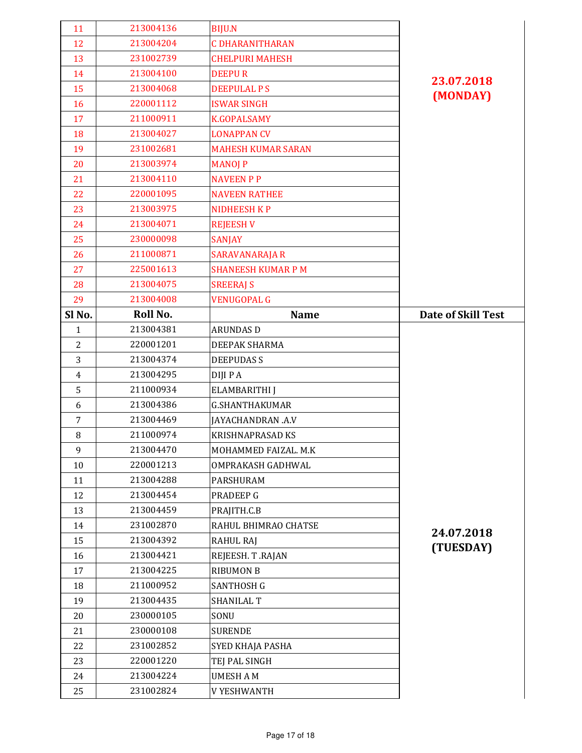| 11 | 213004136 | BIJU.N | 23.07.2018 (MONDAY) |
|---|---|---|---|
| 12 | 213004204 | C DHARANITHARAN | |
| 13 | 231002739 | CHELPURI MAHESH | |
| 14 | 213004100 | DEEPU R | |
| 15 | 213004068 | DEEPULAL P S | |
| 16 | 220001112 | ISWAR SINGH | |
| 17 | 211000911 | K.GOPALSAMY | |
| 18 | 213004027 | LONAPPAN CV | |
| 19 | 231002681 | MAHESH KUMAR SARAN | |
| 20 | 213003974 | MANOJ P | |
| 21 | 213004110 | NAVEEN P P | |
| 22 | 220001095 | NAVEEN RATHEE | |
| 23 | 213003975 | NIDHEESH K P | |
| 24 | 213004071 | REJEESH V | |
| 25 | 230000098 | SANJAY | |
| 26 | 211000871 | SARAVANARAJA R | |
| 27 | 225001613 | SHANEESH KUMAR P M | |
| 28 | 213004075 | SREERAJ S | |
| 29 | 213004008 | VENUGOPAL G | |

| Sl No. | Roll No. | Name | Date of Skill Test |
|---|---|---|---|
| 1 | 213004381 | ARUNDAS D | 24.07.2018 (TUESDAY) |
| 2 | 220001201 | DEEPAK SHARMA | |
| 3 | 213004374 | DEEPUDAS S | |
| 4 | 213004295 | DIJI P A | |
| 5 | 211000934 | ELAMBARITHI J | |
| 6 | 213004386 | G.SHANTHAKUMAR | |
| 7 | 213004469 | JAYACHANDRAN .A.V | |
| 8 | 211000974 | KRISHNAPRASAD KS | |
| 9 | 213004470 | MOHAMMED FAIZAL. M.K | |
| 10 | 220001213 | OMPRAKASH GADHWAL | |
| 11 | 213004288 | PARSHURAM | |
| 12 | 213004454 | PRADEEP G | |
| 13 | 213004459 | PRAJITH.C.B | |
| 14 | 231002870 | RAHUL BHIMRAO CHATSE | |
| 15 | 213004392 | RAHUL RAJ | |
| 16 | 213004421 | REJEESH. T .RAJAN | |
| 17 | 213004225 | RIBUMON B | |
| 18 | 211000952 | SANTHOSH G | |
| 19 | 213004435 | SHANILAL T | |
| 20 | 230000105 | SONU | |
| 21 | 230000108 | SURENDE | |
| 22 | 231002852 | SYED KHAJA PASHA | |
| 23 | 220001220 | TEJ PAL SINGH | |
| 24 | 213004224 | UMESH A M | |
| 25 | 231002824 | V YESHWANTH | |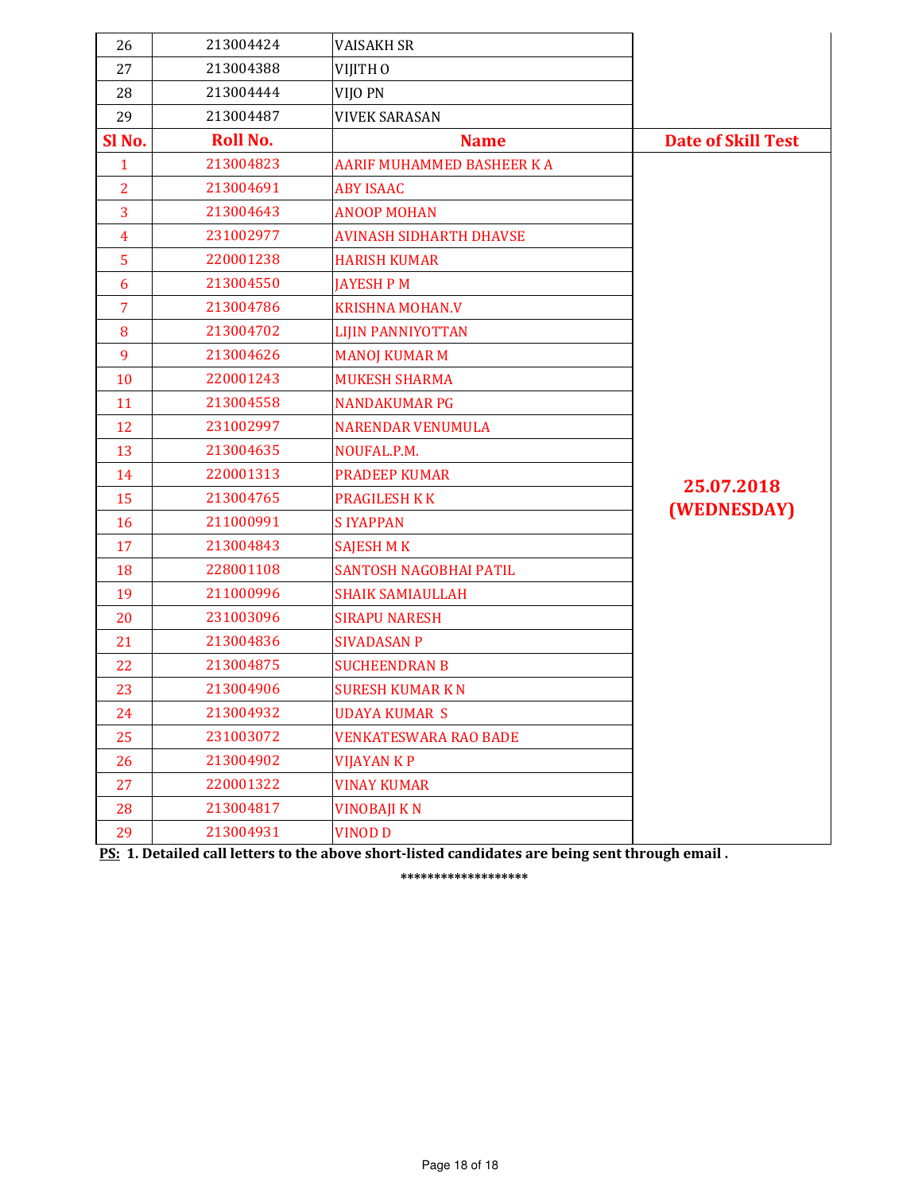| | | | |
|---|---|---|---|
| 26 | 213004424 | VAISAKH SR | |
| 27 | 213004388 | VIJITH O | |
| 28 | 213004444 | VIJO PN | |
| 29 | 213004487 | VIVEK SARASAN | |

| Sl No. | Roll No. | Name | Date of Skill Test |
|---|---|---|---|
| 1 | 213004823 | AARIF MUHAMMED BASHEER K A | 25.07.2018 (WEDNESDAY) |
| 2 | 213004691 | ABY ISAAC | |
| 3 | 213004643 | ANOOP MOHAN | |
| 4 | 231002977 | AVINASH SIDHARTH DHAVSE | |
| 5 | 220001238 | HARISH KUMAR | |
| 6 | 213004550 | JAYESH P M | |
| 7 | 213004786 | KRISHNA MOHAN.V | |
| 8 | 213004702 | LIJIN PANNIYOTTAN | |
| 9 | 213004626 | MANOJ KUMAR M | |
| 10 | 220001243 | MUKESH SHARMA | |
| 11 | 213004558 | NANDAKUMAR PG | |
| 12 | 231002997 | NARENDAR VENUMULA | |
| 13 | 213004635 | NOUFAL.P.M. | |
| 14 | 220001313 | PRADEEP KUMAR | |
| 15 | 213004765 | PRAGILESH K K | |
| 16 | 211000991 | S IYAPPAN | |
| 17 | 213004843 | SAJESH M K | |
| 18 | 228001108 | SANTOSH NAGOBHAI PATIL | |
| 19 | 211000996 | SHAIK SAMIAULLAH | |
| 20 | 231003096 | SIRAPU NARESH | |
| 21 | 213004836 | SIVADASAN P | |
| 22 | 213004875 | SUCHEENDRAN B | |
| 23 | 213004906 | SURESH KUMAR K N | |
| 24 | 213004932 | UDAYA KUMAR S | |
| 25 | 231003072 | VENKATESWARA RAO BADE | |
| 26 | 213004902 | VIJAYAN K P | |
| 27 | 220001322 | VINAY KUMAR | |
| 28 | 213004817 | VINOBAJI K N | |
| 29 | 213004931 | VINOD D | |

**PS: 1. Detailed call letters to the above short-listed candidates are being sent through email .**

*******************